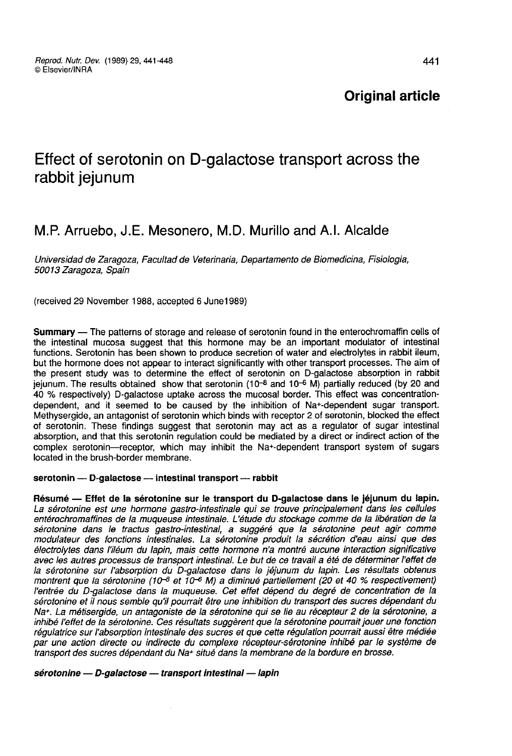**Original article**

# Effect of serotonin on D-galactose transport across the rabbit jejunum

M.P. Arruebo, J.E. Mesonero, M.D. Murillo and A.I. Alcalde

*Universidad de Zaragoza, Facultad de Veterinaria, Departamento de Biomedicina, Fisiologia, 50013 Zaragoza, Spain*

(received 29 November 1988, accepted 6 June1989)

**Summary** — The patterns of storage and release of serotonin found in the enterochromaffin cells of the intestinal mucosa suggest that this hormone may be an important modulator of intestinal functions. Serotonin has been shown to produce secretion of water and electrolytes in rabbit ileum, but the hormone does not appear to interact significantly with other transport processes. The aim of the present study was to determine the effect of serotonin on D-galactose absorption in rabbit jejunum. The results obtained show that serotonin ($10^{-8}$ and $10^{-6}$ M) partially reduced (by 20 and 40 % respectively) D-galactose uptake across the mucosal border. This effect was concentration-dependent, and it seemed to be caused by the inhibition of $Na^+$-dependent sugar transport. Methysergide, an antagonist of serotonin which binds with receptor 2 of serotonin, blocked the effect of serotonin. These findings suggest that serotonin may act as a regulator of sugar intestinal absorption, and that this serotonin regulation could be mediated by a direct or indirect action of the complex serotonin—receptor, which may inhibit the $Na^+$-dependent transport system of sugars located in the brush-border membrane.

**serotonin — D-galactose — intestinal transport — rabbit**

**Résumé — Effet de la sérotonine sur le transport du D-galactose dans le jéjunum du lapin.** *La sérotonine est une hormone gastro-intestinale qui se trouve principalement dans les cellules entérochromaffines de la muqueuse intestinale. L'étude du stockage comme de la libération de la sérotonine dans le tractus gastro-intestinal, a suggéré que la sérotonine peut agir comme modulateur des fonctions intestinales. La sérotonine produit la sécrétion d'eau ainsi que des électrolytes dans l'iléum du lapin, mais cette hormone n'a montré aucune interaction significative avec les autres processus de transport intestinal. Le but de ce travail a été de déterminer l'effet de la sérotonine sur l'absorption du D-galactose dans le jéjunum du lapin. Les résultats obtenus montrent que la sérotonine ($10^{-8}$ et $10^{-6}$ M) a diminué partiellement (20 et 40 % respectivement) l'entrée du D-galactose dans la muqueuse. Cet effet dépend du degré de concentration de la sérotonine et il nous semble qu'il pourrait être une inhibition du transport des sucres dépendant du $Na^+$. La métisergide, un antagoniste de la sérotonine qui se lie au récepteur 2 de la sérotonine, a inhibé l'effet de la sérotonine. Ces résultats suggèrent que la sérotonine pourrait jouer une fonction régulatrice sur l'absorption intestinale des sucres et que cette régulation pourrait aussi être médiée par une action directe ou indirecte du complexe récepteur-sérotonine inhibé par le système de transport des sucres dépendant du $Na^+$ situé dans la membrane de la bordure en brosse.*

***sérotonine — D-galactose — transport intestinal — lapin***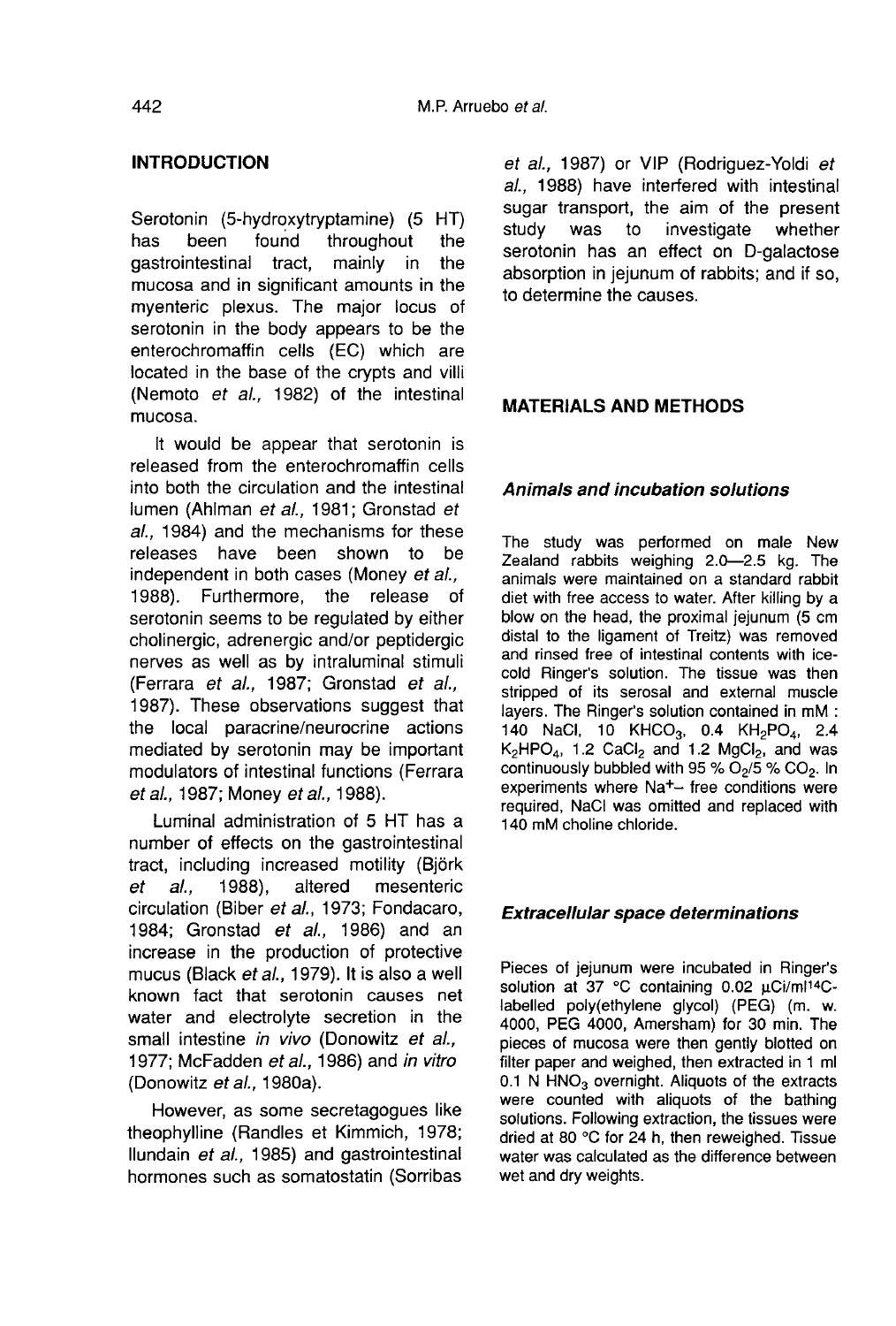## INTRODUCTION

Serotonin (5-hydroxytryptamine) (5 HT) has been found throughout the gastrointestinal tract, mainly in the mucosa and in significant amounts in the myenteric plexus. The major locus of serotonin in the body appears to be the enterochromaffin cells (EC) which are located in the base of the crypts and villi (Nemoto *et al.*, 1982) of the intestinal mucosa.

It would be appear that serotonin is released from the enterochromaffin cells into both the circulation and the intestinal lumen (Ahlman *et al.*, 1981; Gronstad *et al.*, 1984) and the mechanisms for these releases have been shown to be independent in both cases (Money *et al.*, 1988). Furthermore, the release of serotonin seems to be regulated by either cholinergic, adrenergic and/or peptidergic nerves as well as by intraluminal stimuli (Ferrara *et al.*, 1987; Gronstad *et al.*, 1987). These observations suggest that the local paracrine/neurocrine actions mediated by serotonin may be important modulators of intestinal functions (Ferrara *et al.*, 1987; Money *et al.*, 1988).

Luminal administration of 5 HT has a number of effects on the gastrointestinal tract, including increased motility (Björk *et al.*, 1988), altered mesenteric circulation (Biber *et al.*, 1973; Fondacaro, 1984; Gronstad *et al.*, 1986) and an increase in the production of protective mucus (Black *et al.*, 1979). It is also a well known fact that serotonin causes net water and electrolyte secretion in the small intestine *in vivo* (Donowitz *et al.*, 1977; McFadden *et al.*, 1986) and *in vitro* (Donowitz *et al.*, 1980a).

However, as some secretagogues like theophylline (Randles et Kimmich, 1978; Ilundain *et al.*, 1985) and gastrointestinal hormones such as somatostatin (Sorribas *et al.*, 1987) or VIP (Rodriguez-Yoldi *et al.*, 1988) have interfered with intestinal sugar transport, the aim of the present study was to investigate whether serotonin has an effect on D-galactose absorption in jejunum of rabbits; and if so, to determine the causes.

## MATERIALS AND METHODS

### *Animals and incubation solutions*

The study was performed on male New Zealand rabbits weighing 2.0—2.5 kg. The animals were maintained on a standard rabbit diet with free access to water. After killing by a blow on the head, the proximal jejunum (5 cm distal to the ligament of Treitz) was removed and rinsed free of intestinal contents with ice-cold Ringer's solution. The tissue was then stripped of its serosal and external muscle layers. The Ringer's solution contained in mM : 140 NaCl, 10 $KHCO_3$, 0.4 $KH_2PO_4$, 2.4 $K_2HPO_4$, 1.2 $CaCl_2$ and 1.2 $MgCl_2$, and was continuously bubbled with 95 % $O_2$/5 % $CO_2$. In experiments where $Na^+$– free conditions were required, NaCl was omitted and replaced with 140 mM choline chloride.

### *Extracellular space determinations*

Pieces of jejunum were incubated in Ringer's solution at 37 °C containing 0.02 μCi/ml $^{14}C$-labelled poly(ethylene glycol) (PEG) (m. w. 4000, PEG 4000, Amersham) for 30 min. The pieces of mucosa were then gently blotted on filter paper and weighed, then extracted in 1 ml 0.1 N $HNO_3$ overnight. Aliquots of the extracts were counted with aliquots of the bathing solutions. Following extraction, the tissues were dried at 80 °C for 24 h, then reweighed. Tissue water was calculated as the difference between wet and dry weights.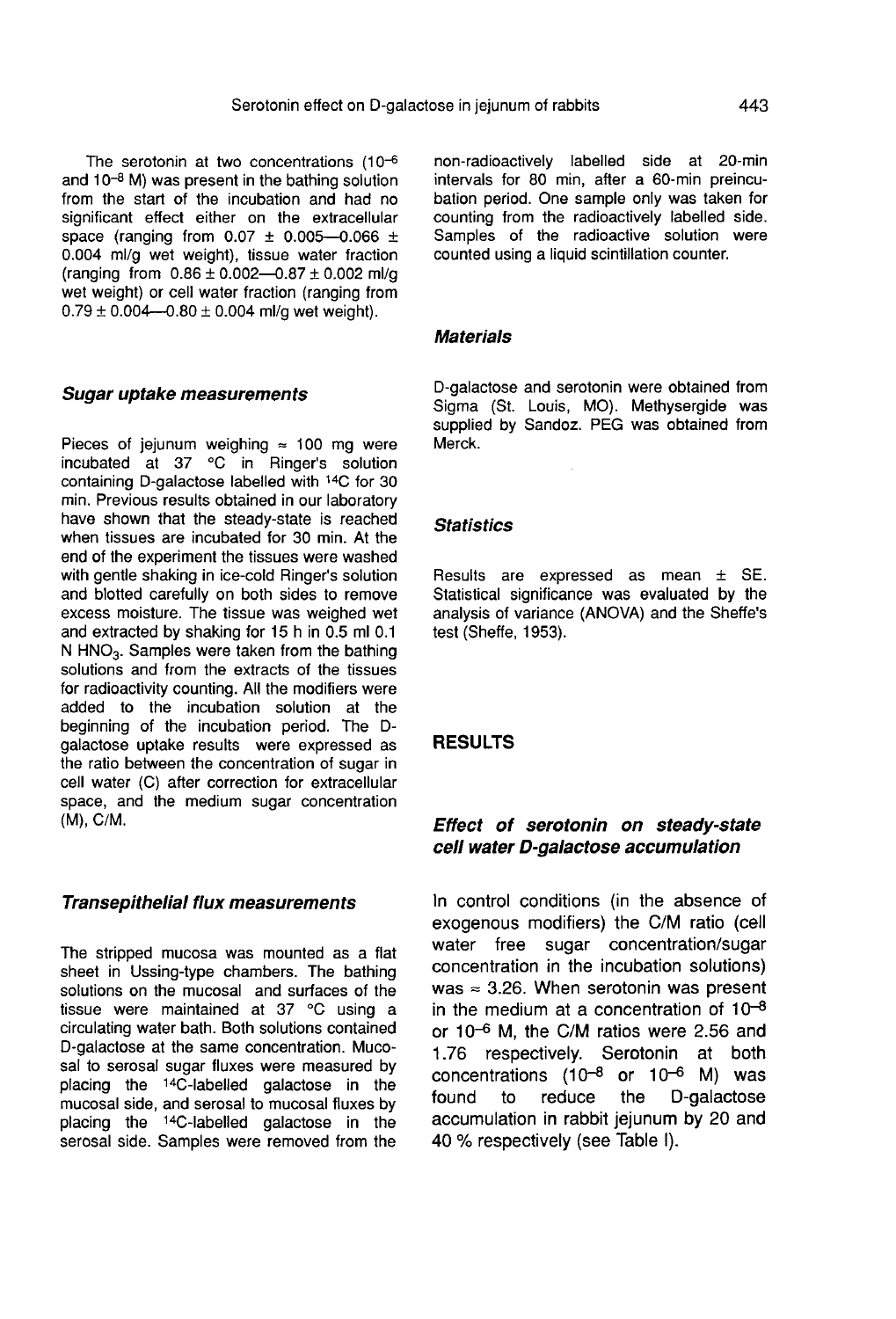The serotonin at two concentrations ($10^{-6}$ and $10^{-8}$ M) was present in the bathing solution from the start of the incubation and had no significant effect either on the extracellular space (ranging from 0.07 ± 0.005—0.066 ± 0.004 ml/g wet weight), tissue water fraction (ranging from 0.86 ± 0.002—0.87 ± 0.002 ml/g wet weight) or cell water fraction (ranging from 0.79 ± 0.004—0.80 ± 0.004 ml/g wet weight).

### *Sugar uptake measurements*

Pieces of jejunum weighing ≈ 100 mg were incubated at 37 °C in Ringer's solution containing D-galactose labelled with $^{14}C$ for 30 min. Previous results obtained in our laboratory have shown that the steady-state is reached when tissues are incubated for 30 min. At the end of the experiment the tissues were washed with gentle shaking in ice-cold Ringer's solution and blotted carefully on both sides to remove excess moisture. The tissue was weighed wet and extracted by shaking for 15 h in 0.5 ml 0.1 N $HNO_3$. Samples were taken from the bathing solutions and from the extracts of the tissues for radioactivity counting. All the modifiers were added to the incubation solution at the beginning of the incubation period. The D-galactose uptake results were expressed as the ratio between the concentration of sugar in cell water (C) after correction for extracellular space, and the medium sugar concentration (M), C/M.

### *Transepithelial flux measurements*

The stripped mucosa was mounted as a flat sheet in Ussing-type chambers. The bathing solutions on the mucosal and surfaces of the tissue were maintained at 37 °C using a circulating water bath. Both solutions contained D-galactose at the same concentration. Mucosal to serosal sugar fluxes were measured by placing the $^{14}C$-labelled galactose in the mucosal side, and serosal to mucosal fluxes by placing the $^{14}C$-labelled galactose in the serosal side. Samples were removed from the non-radioactively labelled side at 20-min intervals for 80 min, after a 60-min preincubation period. One sample only was taken for counting from the radioactively labelled side. Samples of the radioactive solution were counted using a liquid scintillation counter.

### *Materials*

D-galactose and serotonin were obtained from Sigma (St. Louis, MO). Methysergide was supplied by Sandoz. PEG was obtained from Merck.

### *Statistics*

Results are expressed as mean ± SE. Statistical significance was evaluated by the analysis of variance (ANOVA) and the Sheffe's test (Sheffe, 1953).

## RESULTS

### *Effect of serotonin on steady-state cell water D-galactose accumulation*

In control conditions (in the absence of exogenous modifiers) the C/M ratio (cell water free sugar concentration/sugar concentration in the incubation solutions) was ≈ 3.26. When serotonin was present in the medium at a concentration of $10^{-8}$ or $10^{-6}$ M, the C/M ratios were 2.56 and 1.76 respectively. Serotonin at both concentrations ($10^{-8}$ or $10^{-6}$ M) was found to reduce the D-galactose accumulation in rabbit jejunum by 20 and 40 % respectively (see Table I).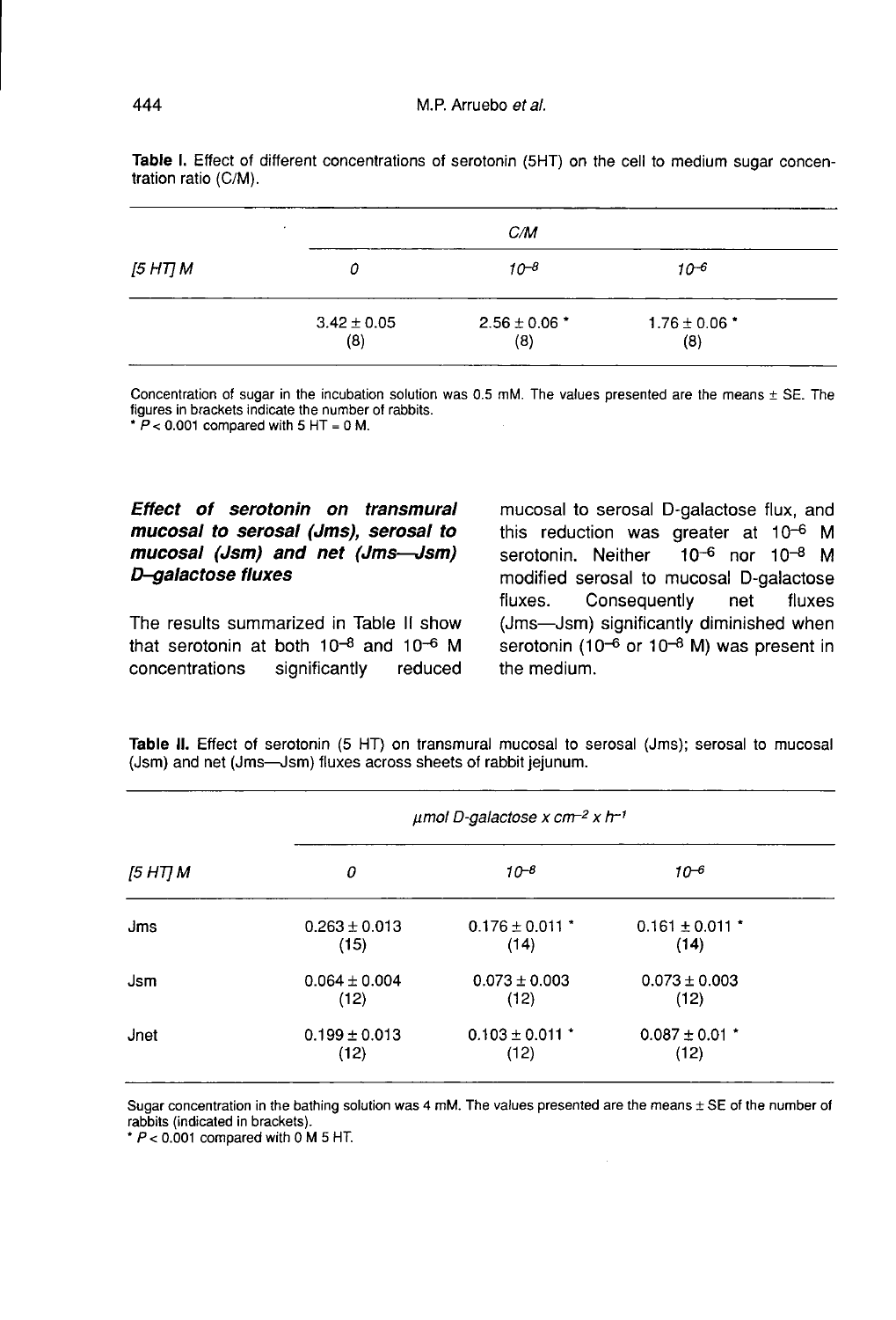**Table I.** Effect of different concentrations of serotonin (5HT) on the cell to medium sugar concentration ratio (C/M).

| | C/M | | |
|---|---|---|---|
| *[5 HT] M* | *0* | *$10^{-8}$* | *$10^{-6}$* |
| | $3.42 \pm 0.05$ (8) | $2.56 \pm 0.06$ * (8) | $1.76 \pm 0.06$ * (8) |

Concentration of sugar in the incubation solution was 0.5 mM. The values presented are the means ± SE. The figures in brackets indicate the number of rabbits.
* $P < 0.001$ compared with 5 HT = 0 M.

### Effect of serotonin on transmural mucosal to serosal (Jms), serosal to mucosal (Jsm) and net (Jms—Jsm) D-galactose fluxes

The results summarized in Table II show that serotonin at both $10^{-8}$ and $10^{-6}$ M concentrations significantly reduced mucosal to serosal D-galactose flux, and this reduction was greater at $10^{-6}$ M serotonin. Neither $10^{-6}$ nor $10^{-8}$ M modified serosal to mucosal D-galactose fluxes. Consequently net fluxes (Jms—Jsm) significantly diminished when serotonin ($10^{-6}$ or $10^{-8}$ M) was present in the medium.

**Table II.** Effect of serotonin (5 HT) on transmural mucosal to serosal (Jms); serosal to mucosal (Jsm) and net (Jms—Jsm) fluxes across sheets of rabbit jejunum.

| | *μmol D-galactose x $cm^{-2}$ x $h^{-1}$* | | |
|---|---|---|---|
| *[5 HT] M* | *0* | *$10^{-8}$* | *$10^{-6}$* |
| Jms | $0.263 \pm 0.013$ (15) | $0.176 \pm 0.011$ * (14) | $0.161 \pm 0.011$ * (14) |
| Jsm | $0.064 \pm 0.004$ (12) | $0.073 \pm 0.003$ (12) | $0.073 \pm 0.003$ (12) |
| Jnet | $0.199 \pm 0.013$ (12) | $0.103 \pm 0.011$ * (12) | $0.087 \pm 0.01$ * (12) |

Sugar concentration in the bathing solution was 4 mM. The values presented are the means ± SE of the number of rabbits (indicated in brackets).
* $P < 0.001$ compared with 0 M 5 HT.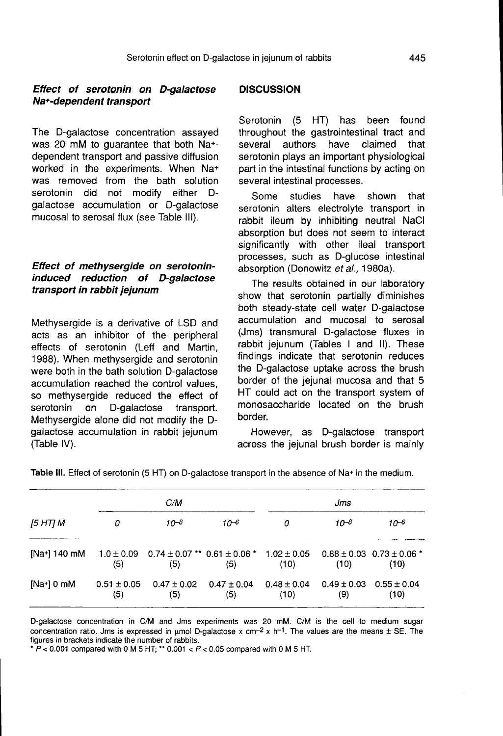### *Effect of serotonin on D-galactose Na+-dependent transport*

The D-galactose concentration assayed was 20 mM to guarantee that both $Na^+$-dependent transport and passive diffusion worked in the experiments. When $Na^+$ was removed from the bath solution serotonin did not modify either D-galactose accumulation or D-galactose mucosal to serosal flux (see Table III).

### *Effect of methysergide on serotonin-induced reduction of D-galactose transport in rabbit jejunum*

Methysergide is a derivative of LSD and acts as an inhibitor of the peripheral effects of serotonin (Leff and Martin, 1988). When methysergide and serotonin were both in the bath solution D-galactose accumulation reached the control values, so methysergide reduced the effect of serotonin on D-galactose transport. Methysergide alone did not modify the D-galactose accumulation in rabbit jejunum (Table IV).

## DISCUSSION

Serotonin (5 HT) has been found throughout the gastrointestinal tract and several authors have claimed that serotonin plays an important physiological part in the intestinal functions by acting on several intestinal processes.

Some studies have shown that serotonin alters electrolyte transport in rabbit ileum by inhibiting neutral NaCl absorption but does not seem to interact significantly with other ileal transport processes, such as D-glucose intestinal absorption (Donowitz *et al.*, 1980a).

The results obtained in our laboratory show that serotonin partially diminishes both steady-state cell water D-galactose accumulation and mucosal to serosal (Jms) transmural D-galactose fluxes in rabbit jejunum (Tables I and II). These findings indicate that serotonin reduces the D-galactose uptake across the brush border of the jejunal mucosa and that 5 HT could act on the transport system of monosaccharide located on the brush border.

However, as D-galactose transport across the jejunal brush border is mainly

**Table III.** Effect of serotonin (5 HT) on D-galactose transport in the absence of $Na^+$ in the medium.

| | *C/M* | | | *Jms* | | |
|---|---|---|---|---|---|---|
| *[5 HT] M* | *0* | $10^{-8}$ | $10^{-6}$ | *0* | $10^{-8}$ | $10^{-6}$ |
| $[Na^+]$ 140 mM | 1.0 ± 0.09 (5) | 0.74 ± 0.07 ** (5) | 0.61 ± 0.06 * (5) | 1.02 ± 0.05 (10) | 0.88 ± 0.03 (10) | 0.73 ± 0.06 * (10) |
| $[Na^+]$ 0 mM | 0.51 ± 0.05 (5) | 0.47 ± 0.02 (5) | 0.47 ± 0.04 (5) | 0.48 ± 0.04 (10) | 0.49 ± 0.03 (9) | 0.55 ± 0.04 (10) |

D-galactose concentration in C/M and Jms experiments was 20 mM. C/M is the cell to medium sugar concentration ratio. Jms is expressed in μmol D-galactose x $cm^{-2}$ x $h^{-1}$. The values are the means ± SE. The figures in brackets indicate the number of rabbits.
* $P < 0.001$ compared with 0 M 5 HT; ** $0.001 < P < 0.05$ compared with 0 M 5 HT.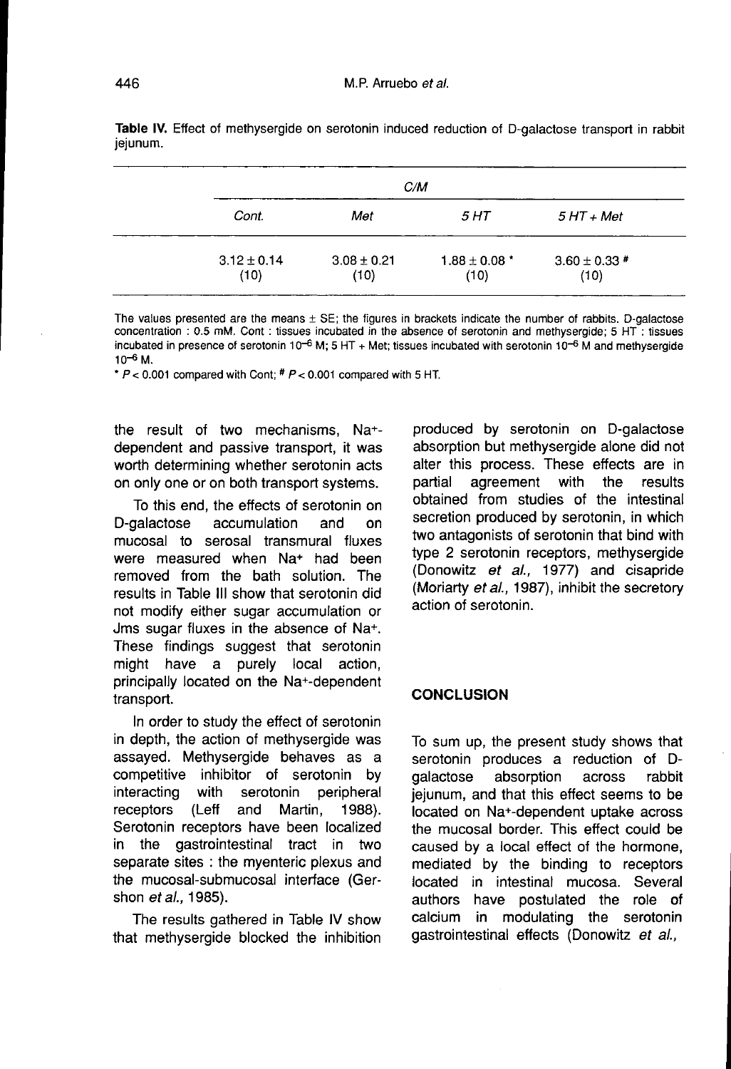**Table IV.** Effect of methysergide on serotonin induced reduction of D-galactose transport in rabbit jejunum.

| C/M | | | |
|---|---|---|---|
| *Cont.* | *Met* | *5 HT* | *5 HT + Met* |
| 3.12 ± 0.14 (10) | 3.08 ± 0.21 (10) | 1.88 ± 0.08 * (10) | 3.60 ± 0.33 # (10) |

The values presented are the means ± SE; the figures in brackets indicate the number of rabbits. D-galactose concentration : 0.5 mM. Cont : tissues incubated in the absence of serotonin and methysergide; 5 HT : tissues incubated in presence of serotonin $10^{-6}$ M; 5 HT + Met; tissues incubated with serotonin $10^{-6}$ M and methysergide $10^{-6}$ M.

* $P < 0.001$ compared with Cont; # $P < 0.001$ compared with 5 HT.

the result of two mechanisms, $Na^+$-dependent and passive transport, it was worth determining whether serotonin acts on only one or on both transport systems.

To this end, the effects of serotonin on D-galactose accumulation and on mucosal to serosal transmural fluxes were measured when $Na^+$ had been removed from the bath solution. The results in Table III show that serotonin did not modify either sugar accumulation or $J_{ms}$ sugar fluxes in the absence of $Na^+$. These findings suggest that serotonin might have a purely local action, principally located on the $Na^+$-dependent transport.

In order to study the effect of serotonin in depth, the action of methysergide was assayed. Methysergide behaves as a competitive inhibitor of serotonin by interacting with serotonin peripheral receptors (Leff and Martin, 1988). Serotonin receptors have been localized in the gastrointestinal tract in two separate sites : the myenteric plexus and the mucosal-submucosal interface (Gershon *et al.*, 1985).

The results gathered in Table IV show that methysergide blocked the inhibition produced by serotonin on D-galactose absorption but methysergide alone did not alter this process. These effects are in partial agreement with the results obtained from studies of the intestinal secretion produced by serotonin, in which two antagonists of serotonin that bind with type 2 serotonin receptors, methysergide (Donowitz *et al.*, 1977) and cisapride (Moriarty *et al.*, 1987), inhibit the secretory action of serotonin.

## CONCLUSION

To sum up, the present study shows that serotonin produces a reduction of D-galactose absorption across rabbit jejunum, and that this effect seems to be located on $Na^+$-dependent uptake across the mucosal border. This effect could be caused by a local effect of the hormone, mediated by the binding to receptors located in intestinal mucosa. Several authors have postulated the role of calcium in modulating the serotonin gastrointestinal effects (Donowitz *et al.*,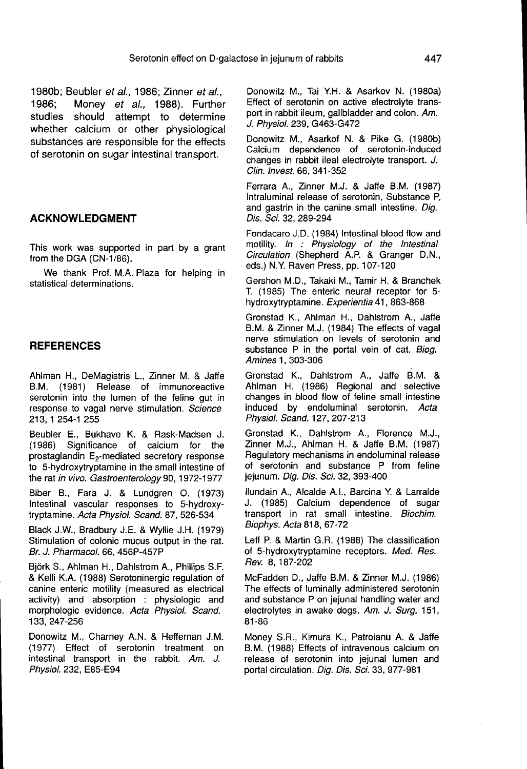1980b; Beubler *et al.*, 1986; Zinner *et al.*, 1986; Money *et al.*, 1988). Further studies should attempt to determine whether calcium or other physiological substances are responsible for the effects of serotonin on sugar intestinal transport.

## ACKNOWLEDGMENT

This work was supported in part by a grant from the DGA (CN-1/86).

We thank Prof. M.A. Plaza for helping in statistical determinations.

## REFERENCES

Ahlman H., DeMagistris L., Zinner M. & Jaffe B.M. (1981) Release of immunoreactive serotonin into the lumen of the feline gut in response to vagal nerve stimulation. *Science* 213, 1 254-1 255

Beubler E., Bukhave K. & Rask-Madsen J. (1986) Significance of calcium for the prostaglandin $E_2$-mediated secretory response to 5-hydroxytryptamine in the small intestine of the rat *in vivo*. *Gastroenterology* 90, 1972-1977

Biber B., Fara J. & Lundgren O. (1973) Intestinal vascular responses to 5-hydroxytryptamine. *Acta Physiol. Scand.* 87, 526-534

Black J.W., Bradbury J.E. & Wyllie J.H. (1979) Stimulation of colonic mucus output in the rat. *Br. J. Pharmacol.* 66, 456P-457P

Björk S., Ahlman H., Dahlstrom A., Phillips S.F. & Kelli K.A. (1988) Serotoninergic regulation of canine enteric motility (measured as electrical activity) and absorption : physiologic and morphologic evidence. *Acta Physiol. Scand.* 133, 247-256

Donowitz M., Charney A.N. & Heffernan J.M. (1977) Effect of serotonin treatment on intestinal transport in the rabbit. *Am. J. Physiol.* 232, E85-E94

Donowitz M., Tai Y.H. & Asarkov N. (1980a) Effect of serotonin on active electrolyte transport in rabbit ileum, gallbladder and colon. *Am. J. Physiol.* 239, G463-G472

Donowitz M., Asarkof N. & Pike G. (1980b) Calcium dependence of serotonin-induced changes in rabbit ileal electrolyte transport. *J. Clin. Invest.* 66, 341-352

Ferrara A., Zinner M.J. & Jaffe B.M. (1987) Intraluminal release of serotonin, Substance P, and gastrin in the canine small intestine. *Dig. Dis. Sci.* 32, 289-294

Fondacaro J.D. (1984) Intestinal blood flow and motility. *In : Physiology of the Intestinal Circulation* (Shepherd A.P. & Granger D.N., eds.) N.Y. Raven Press, pp. 107-120

Gershon M.D., Takaki M., Tamir H. & Branchek T. (1985) The enteric neural receptor for 5-hydroxytryptamine. *Experientia* 41, 863-868

Gronstad K., Ahlman H., Dahlstrom A., Jaffe B.M. & Zinner M.J. (1984) The effects of vagal nerve stimulation on levels of serotonin and substance P in the portal vein of cat. *Biog. Amines* 1, 303-306

Gronstad K., Dahlstrom A., Jaffe B.M. & Ahlman H. (1986) Regional and selective changes in blood flow of feline small intestine induced by endoluminal serotonin. *Acta Physiol. Scand.* 127, 207-213

Gronstad K., Dahlstrom A., Florence M.J., Zinner M.J., Ahlman H. & Jaffe B.M. (1987) Regulatory mechanisms in endoluminal release of serotonin and substance P from feline jejunum. *Dig. Dis. Sci.* 32, 393-400

Ilundain A., Alcalde A.I., Barcina Y. & Larralde J. (1985) Calcium dependence of sugar transport in rat small intestine. *Biochim. Biophys. Acta* 818, 67-72

Leff P. & Martin G.R. (1988) The classification of 5-hydroxytryptamine receptors. *Med. Res. Rev.* 8, 187-202

McFadden D., Jaffe B.M. & Zinner M.J. (1986) The effects of luminally administered serotonin and substance P on jejunal handling water and electrolytes in awake dogs. *Am. J. Surg.* 151, 81-86

Money S.R., Kimura K., Patroianu A. & Jaffe B.M. (1988) Effects of intravenous calcium on release of serotonin into jejunal lumen and portal circulation. *Dig. Dis. Sci.* 33, 977-981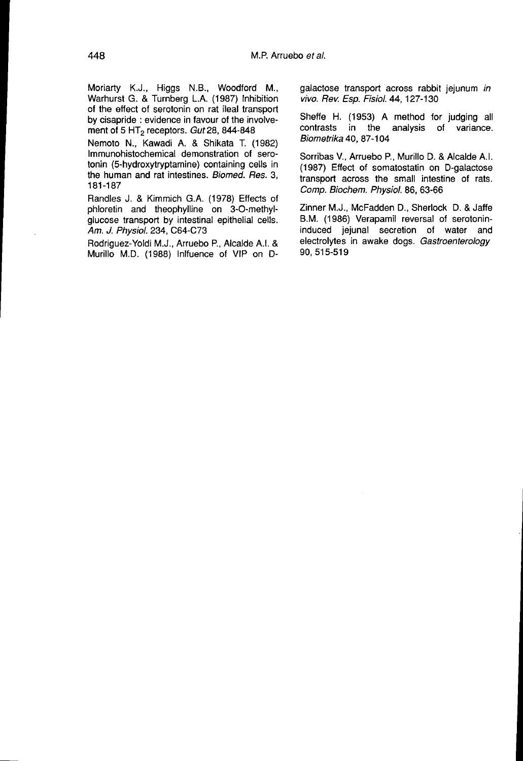Moriarty K.J., Higgs N.B., Woodford M., Warhurst G. & Turnberg L.A. (1987) Inhibition of the effect of serotonin on rat ileal transport by cisapride : evidence in favour of the involvement of 5 $HT_2$ receptors. *Gut* 28, 844-848

Nemoto N., Kawadi A. & Shikata T. (1982) Immunohistochemical demonstration of serotonin (5-hydroxytryptamine) containing cells in the human and rat intestines. *Biomed. Res.* 3, 181-187

Randles J. & Kimmich G.A. (1978) Effects of phloretin and theophylline on 3-O-methylglucose transport by intestinal epithelial cells. *Am. J. Physiol.* 234, C64-C73

Rodriguez-Yoldi M.J., Arruebo P., Alcalde A.I. & Murillo M.D. (1988) Inlfuence of VIP on D-galactose transport across rabbit jejunum *in vivo*. *Rev. Esp. Fisiol.* 44, 127-130

Sheffe H. (1953) A method for judging all contrasts in the analysis of variance. *Biometrika* 40, 87-104

Sorribas V., Arruebo P., Murillo D. & Alcalde A.I. (1987) Effect of somatostatin on D-galactose transport across the small intestine of rats. *Comp. Biochem. Physiol.* 86, 63-66

Zinner M.J., McFadden D., Sherlock D. & Jaffe B.M. (1986) Verapamil reversal of serotonin-induced jejunal secretion of water and electrolytes in awake dogs. *Gastroenterology* 90, 515-519